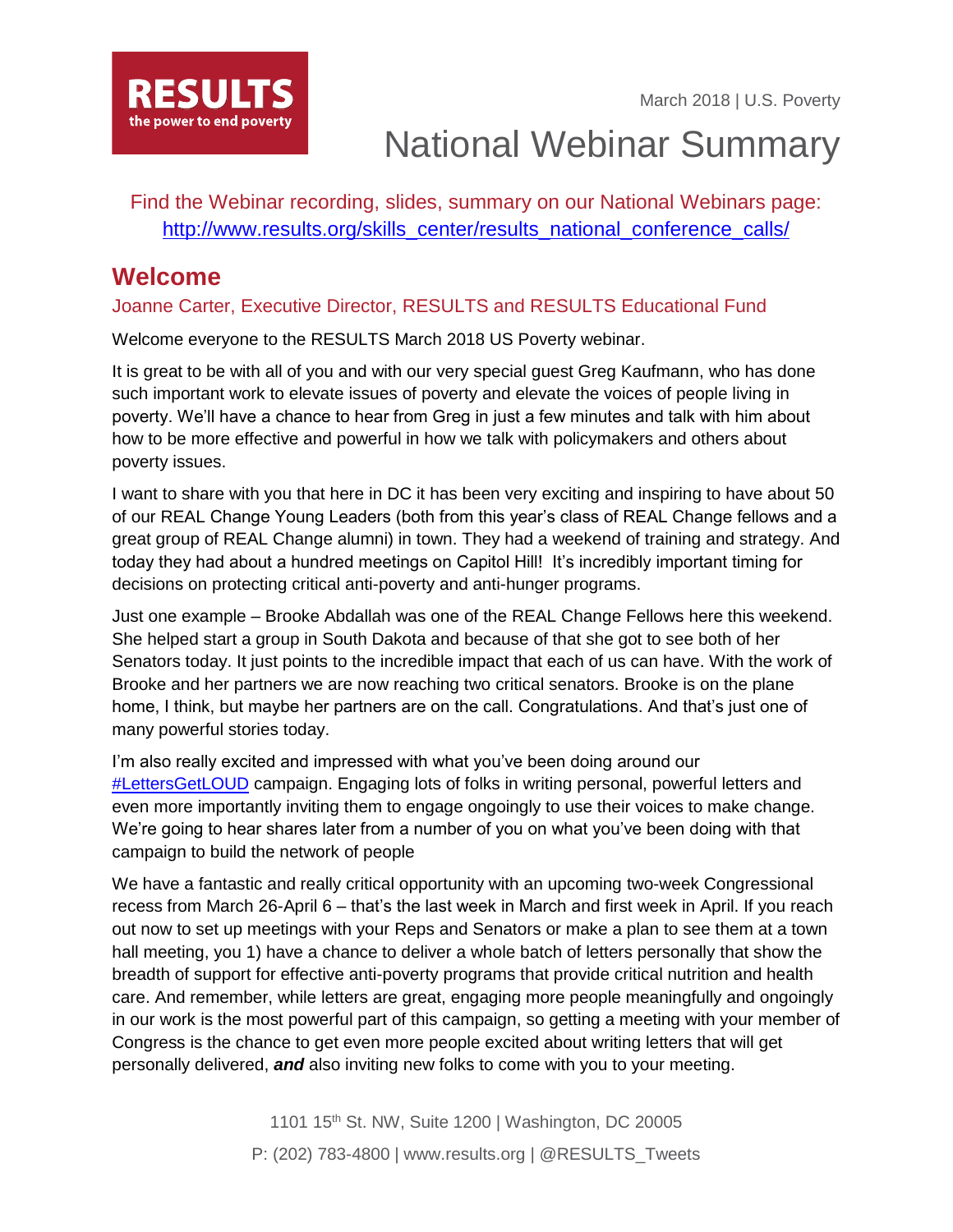RESULTS
the power to end poverty

March 2018 | U.S. Poverty

# National Webinar Summary

Find the Webinar recording, slides, summary on our National Webinars page: http://www.results.org/skills_center/results_national_conference_calls/

## Welcome

### Joanne Carter, Executive Director, RESULTS and RESULTS Educational Fund

Welcome everyone to the RESULTS March 2018 US Poverty webinar.

It is great to be with all of you and with our very special guest Greg Kaufmann, who has done such important work to elevate issues of poverty and elevate the voices of people living in poverty. We'll have a chance to hear from Greg in just a few minutes and talk with him about how to be more effective and powerful in how we talk with policymakers and others about poverty issues.

I want to share with you that here in DC it has been very exciting and inspiring to have about 50 of our REAL Change Young Leaders (both from this year's class of REAL Change fellows and a great group of REAL Change alumni) in town. They had a weekend of training and strategy. And today they had about a hundred meetings on Capitol Hill! It's incredibly important timing for decisions on protecting critical anti-poverty and anti-hunger programs.

Just one example – Brooke Abdallah was one of the REAL Change Fellows here this weekend. She helped start a group in South Dakota and because of that she got to see both of her Senators today. It just points to the incredible impact that each of us can have. With the work of Brooke and her partners we are now reaching two critical senators. Brooke is on the plane home, I think, but maybe her partners are on the call. Congratulations. And that's just one of many powerful stories today.

I'm also really excited and impressed with what you've been doing around our #LettersGetLOUD campaign. Engaging lots of folks in writing personal, powerful letters and even more importantly inviting them to engage ongoingly to use their voices to make change. We're going to hear shares later from a number of you on what you've been doing with that campaign to build the network of people

We have a fantastic and really critical opportunity with an upcoming two-week Congressional recess from March 26-April 6 – that's the last week in March and first week in April. If you reach out now to set up meetings with your Reps and Senators or make a plan to see them at a town hall meeting, you 1) have a chance to deliver a whole batch of letters personally that show the breadth of support for effective anti-poverty programs that provide critical nutrition and health care. And remember, while letters are great, engaging more people meaningfully and ongoingly in our work is the most powerful part of this campaign, so getting a meeting with your member of Congress is the chance to get even more people excited about writing letters that will get personally delivered, ***and*** also inviting new folks to come with you to your meeting.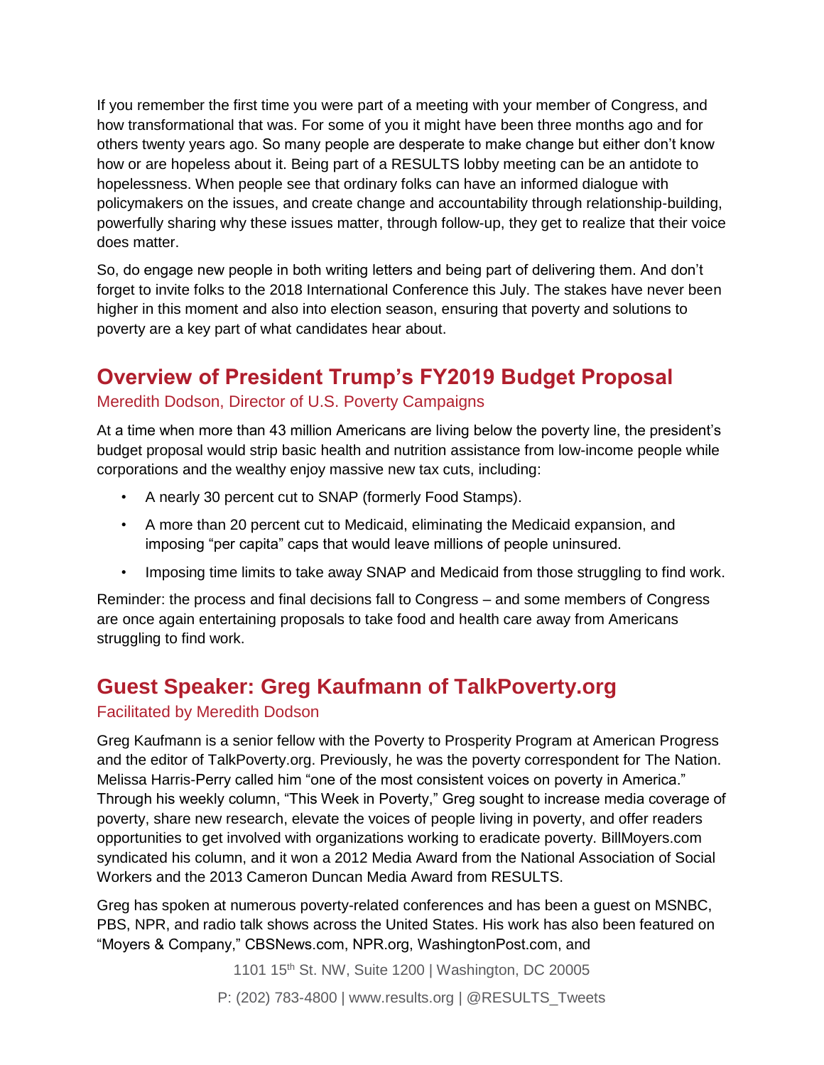If you remember the first time you were part of a meeting with your member of Congress, and how transformational that was. For some of you it might have been three months ago and for others twenty years ago. So many people are desperate to make change but either don't know how or are hopeless about it. Being part of a RESULTS lobby meeting can be an antidote to hopelessness. When people see that ordinary folks can have an informed dialogue with policymakers on the issues, and create change and accountability through relationship-building, powerfully sharing why these issues matter, through follow-up, they get to realize that their voice does matter.

So, do engage new people in both writing letters and being part of delivering them. And don't forget to invite folks to the 2018 International Conference this July. The stakes have never been higher in this moment and also into election season, ensuring that poverty and solutions to poverty are a key part of what candidates hear about.

## Overview of President Trump's FY2019 Budget Proposal

### Meredith Dodson, Director of U.S. Poverty Campaigns

At a time when more than 43 million Americans are living below the poverty line, the president's budget proposal would strip basic health and nutrition assistance from low-income people while corporations and the wealthy enjoy massive new tax cuts, including:

- A nearly 30 percent cut to SNAP (formerly Food Stamps).
- A more than 20 percent cut to Medicaid, eliminating the Medicaid expansion, and imposing "per capita" caps that would leave millions of people uninsured.
- Imposing time limits to take away SNAP and Medicaid from those struggling to find work.

Reminder: the process and final decisions fall to Congress – and some members of Congress are once again entertaining proposals to take food and health care away from Americans struggling to find work.

## Guest Speaker: Greg Kaufmann of TalkPoverty.org

### Facilitated by Meredith Dodson

Greg Kaufmann is a senior fellow with the Poverty to Prosperity Program at American Progress and the editor of TalkPoverty.org. Previously, he was the poverty correspondent for The Nation. Melissa Harris-Perry called him "one of the most consistent voices on poverty in America." Through his weekly column, "This Week in Poverty," Greg sought to increase media coverage of poverty, share new research, elevate the voices of people living in poverty, and offer readers opportunities to get involved with organizations working to eradicate poverty. BillMoyers.com syndicated his column, and it won a 2012 Media Award from the National Association of Social Workers and the 2013 Cameron Duncan Media Award from RESULTS.

Greg has spoken at numerous poverty-related conferences and has been a guest on MSNBC, PBS, NPR, and radio talk shows across the United States. His work has also been featured on "Moyers & Company," CBSNews.com, NPR.org, WashingtonPost.com, and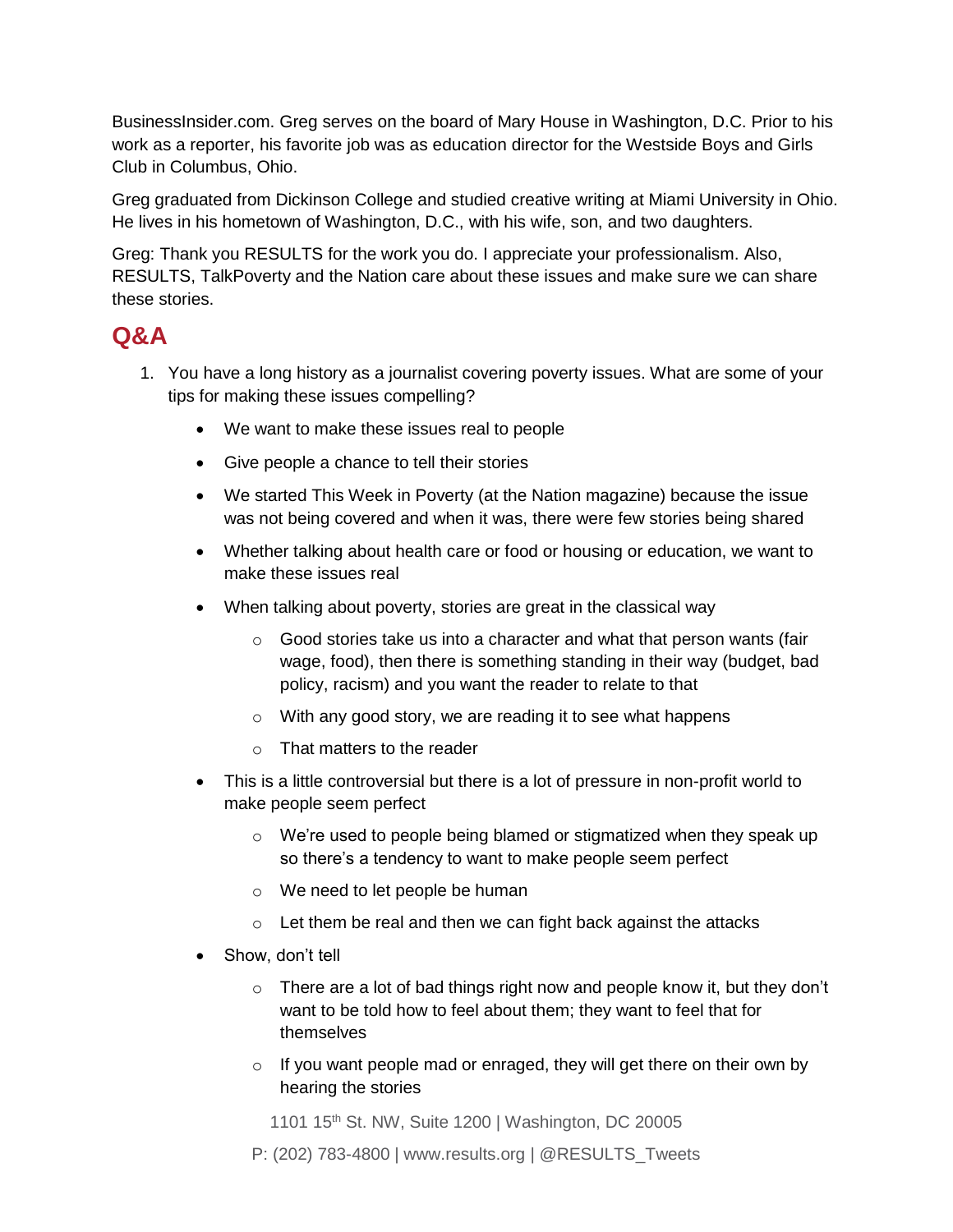BusinessInsider.com. Greg serves on the board of Mary House in Washington, D.C. Prior to his work as a reporter, his favorite job was as education director for the Westside Boys and Girls Club in Columbus, Ohio.

Greg graduated from Dickinson College and studied creative writing at Miami University in Ohio. He lives in his hometown of Washington, D.C., with his wife, son, and two daughters.

Greg: Thank you RESULTS for the work you do. I appreciate your professionalism. Also, RESULTS, TalkPoverty and the Nation care about these issues and make sure we can share these stories.

## Q&A

1. You have a long history as a journalist covering poverty issues. What are some of your tips for making these issues compelling?
    - We want to make these issues real to people
    - Give people a chance to tell their stories
    - We started This Week in Poverty (at the Nation magazine) because the issue was not being covered and when it was, there were few stories being shared
    - Whether talking about health care or food or housing or education, we want to make these issues real
    - When talking about poverty, stories are great in the classical way
        - Good stories take us into a character and what that person wants (fair wage, food), then there is something standing in their way (budget, bad policy, racism) and you want the reader to relate to that
        - With any good story, we are reading it to see what happens
        - That matters to the reader
    - This is a little controversial but there is a lot of pressure in non-profit world to make people seem perfect
        - We're used to people being blamed or stigmatized when they speak up so there's a tendency to want to make people seem perfect
        - We need to let people be human
        - Let them be real and then we can fight back against the attacks
    - Show, don't tell
        - There are a lot of bad things right now and people know it, but they don't want to be told how to feel about them; they want to feel that for themselves
        - If you want people mad or enraged, they will get there on their own by hearing the stories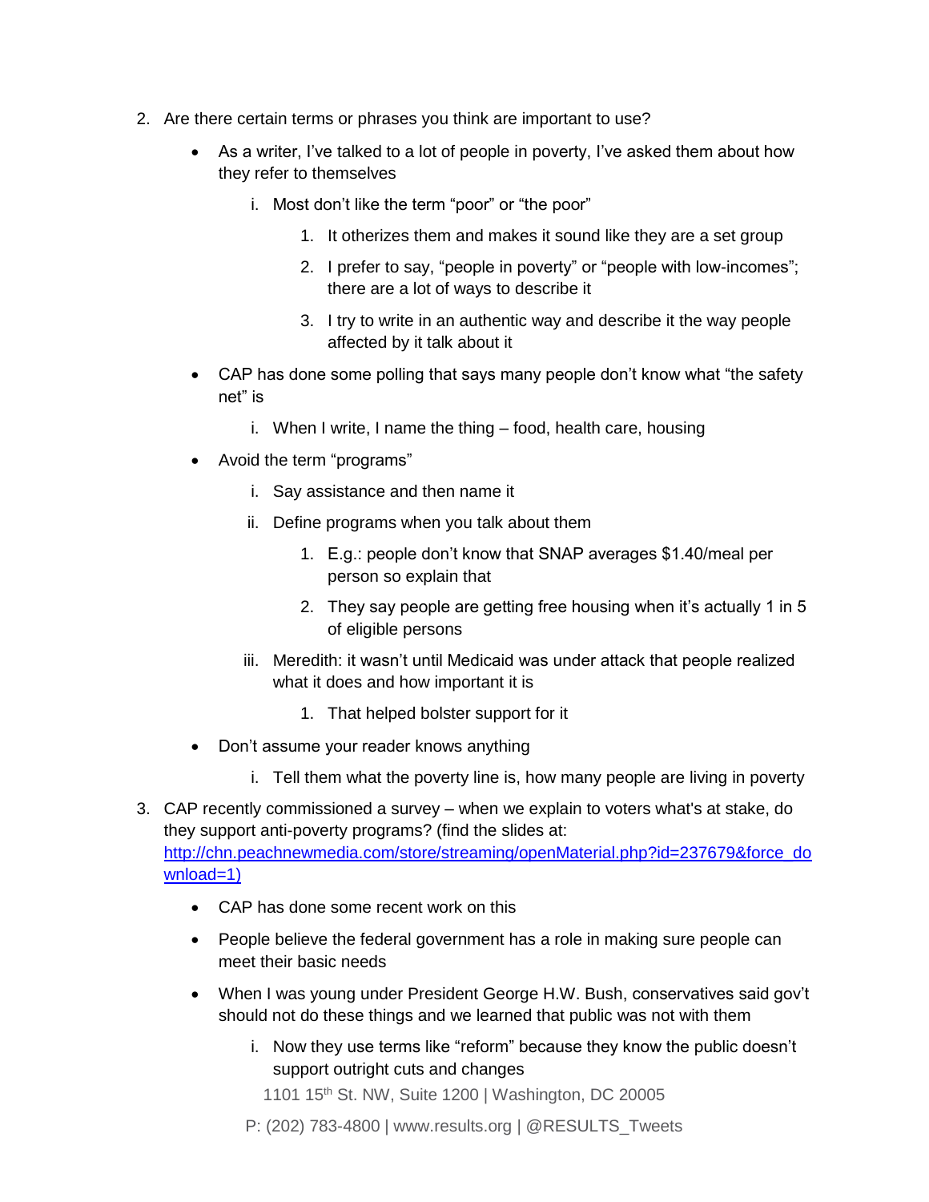2. Are there certain terms or phrases you think are important to use?
   - As a writer, I've talked to a lot of people in poverty, I've asked them about how they refer to themselves
     i. Most don't like the term "poor" or "the poor"
        1. It otherizes them and makes it sound like they are a set group
        2. I prefer to say, "people in poverty" or "people with low-incomes"; there are a lot of ways to describe it
        3. I try to write in an authentic way and describe it the way people affected by it talk about it
   - CAP has done some polling that says many people don't know what "the safety net" is
     i. When I write, I name the thing – food, health care, housing
   - Avoid the term "programs"
     i. Say assistance and then name it
     ii. Define programs when you talk about them
        1. E.g.: people don't know that SNAP averages $1.40/meal per person so explain that
        2. They say people are getting free housing when it's actually 1 in 5 of eligible persons
     iii. Meredith: it wasn't until Medicaid was under attack that people realized what it does and how important it is
        1. That helped bolster support for it
   - Don't assume your reader knows anything
     i. Tell them what the poverty line is, how many people are living in poverty
3. CAP recently commissioned a survey – when we explain to voters what's at stake, do they support anti-poverty programs? (find the slides at: [http://chn.peachnewmedia.com/store/streaming/openMaterial.php?id=237679&force_download=1)](http://chn.peachnewmedia.com/store/streaming/openMaterial.php?id=237679&force_download=1)
   - CAP has done some recent work on this
   - People believe the federal government has a role in making sure people can meet their basic needs
   - When I was young under President George H.W. Bush, conservatives said gov't should not do these things and we learned that public was not with them
     i. Now they use terms like "reform" because they know the public doesn't support outright cuts and changes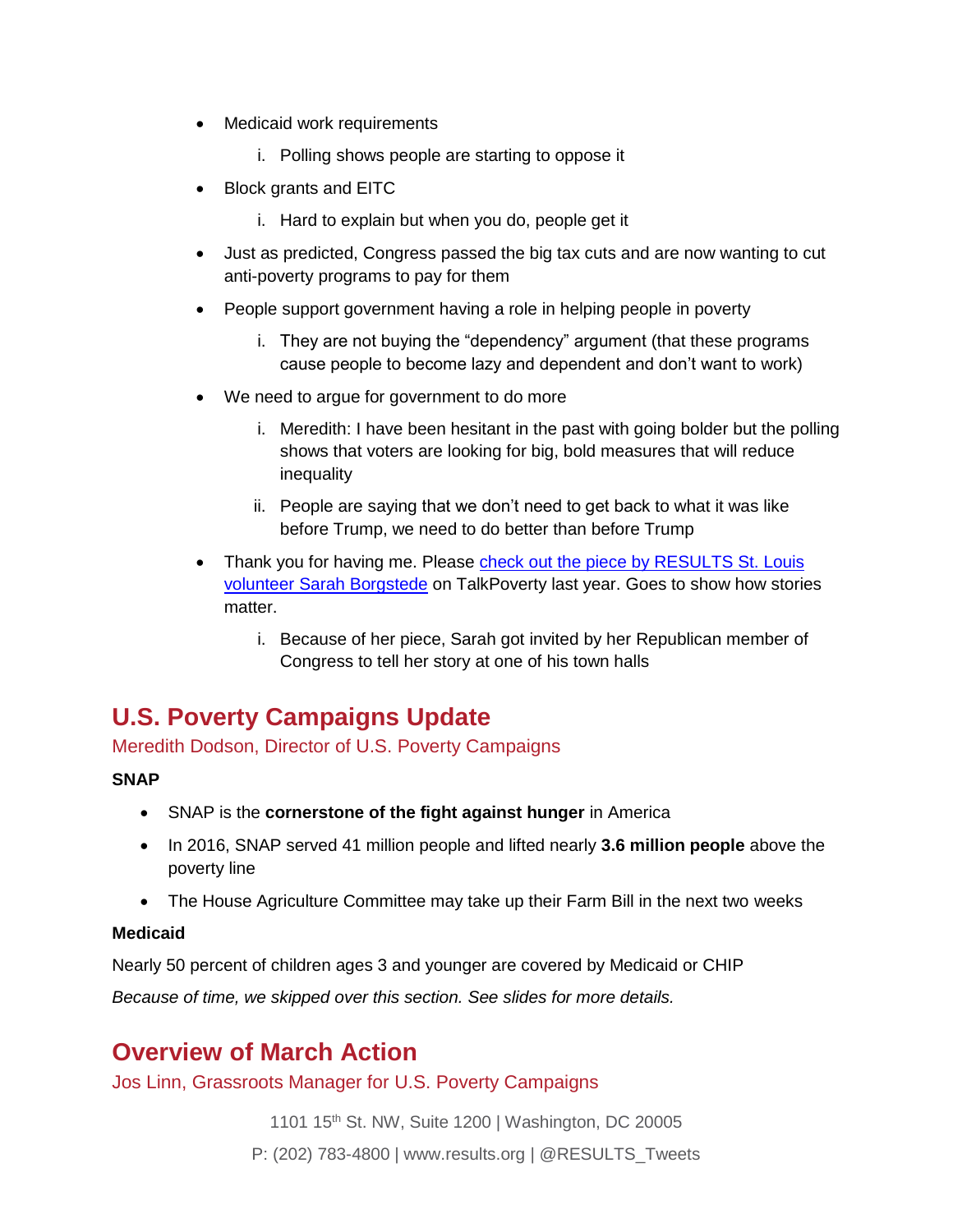- Medicaid work requirements
    i. Polling shows people are starting to oppose it
- Block grants and EITC
    i. Hard to explain but when you do, people get it
- Just as predicted, Congress passed the big tax cuts and are now wanting to cut anti-poverty programs to pay for them
- People support government having a role in helping people in poverty
    i. They are not buying the "dependency" argument (that these programs cause people to become lazy and dependent and don't want to work)
- We need to argue for government to do more
    i. Meredith: I have been hesitant in the past with going bolder but the polling shows that voters are looking for big, bold measures that will reduce inequality
    ii. People are saying that we don't need to get back to what it was like before Trump, we need to do better than before Trump
- Thank you for having me. Please check out the piece by RESULTS St. Louis volunteer Sarah Borgstede on TalkPoverty last year. Goes to show how stories matter.
    i. Because of her piece, Sarah got invited by her Republican member of Congress to tell her story at one of his town halls

## U.S. Poverty Campaigns Update

Meredith Dodson, Director of U.S. Poverty Campaigns

**SNAP**

- SNAP is the **cornerstone of the fight against hunger** in America
- In 2016, SNAP served 41 million people and lifted nearly **3.6 million people** above the poverty line
- The House Agriculture Committee may take up their Farm Bill in the next two weeks

**Medicaid**

Nearly 50 percent of children ages 3 and younger are covered by Medicaid or CHIP

*Because of time, we skipped over this section. See slides for more details.*

## Overview of March Action

Jos Linn, Grassroots Manager for U.S. Poverty Campaigns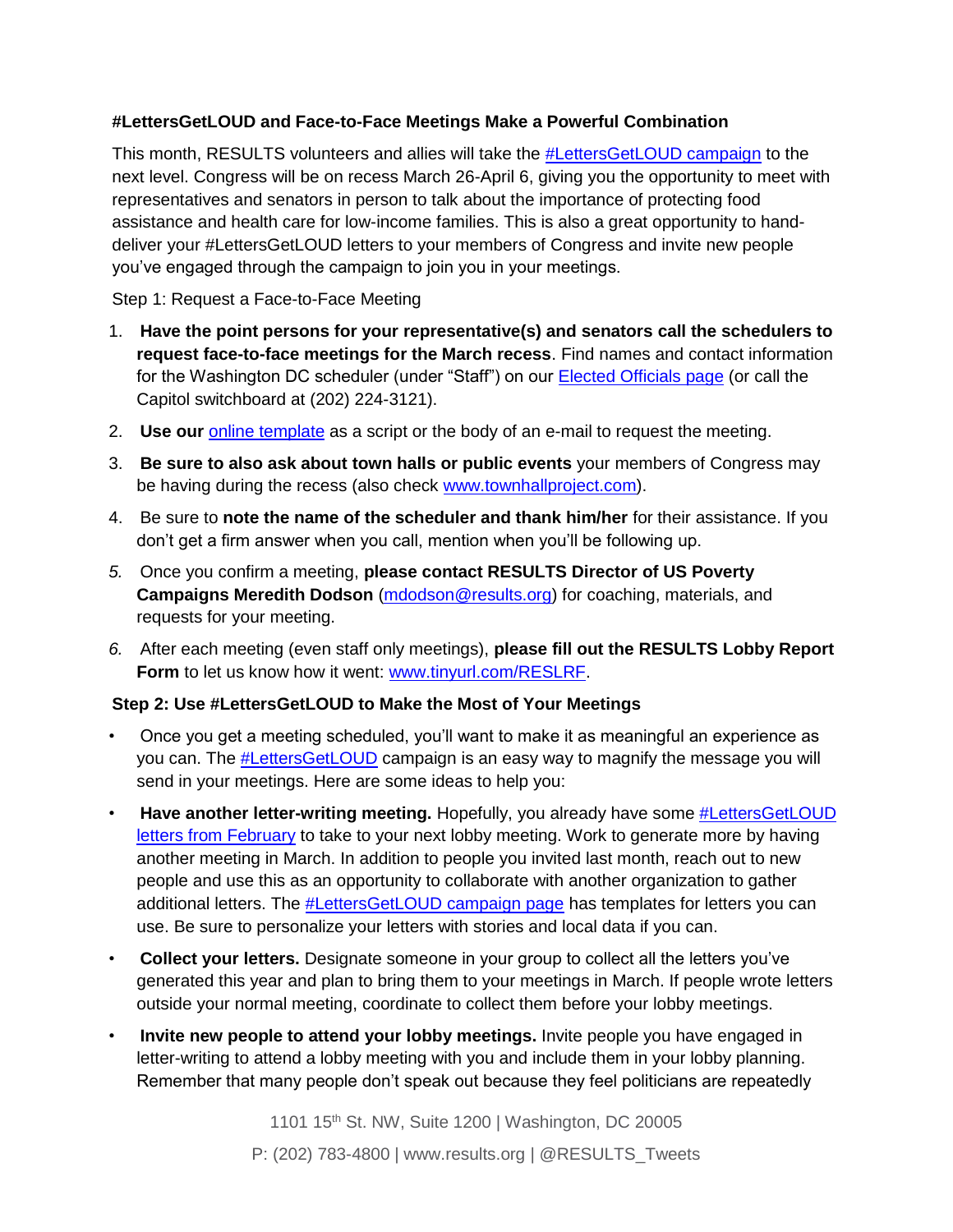**#LettersGetLOUD and Face-to-Face Meetings Make a Powerful Combination**

This month, RESULTS volunteers and allies will take the #LettersGetLOUD campaign to the next level. Congress will be on recess March 26-April 6, giving you the opportunity to meet with representatives and senators in person to talk about the importance of protecting food assistance and health care for low-income families. This is also a great opportunity to hand-deliver your #LettersGetLOUD letters to your members of Congress and invite new people you've engaged through the campaign to join you in your meetings.

Step 1: Request a Face-to-Face Meeting

1. **Have the point persons for your representative(s) and senators call the schedulers to request face-to-face meetings for the March recess**. Find names and contact information for the Washington DC scheduler (under "Staff") on our Elected Officials page (or call the Capitol switchboard at (202) 224-3121).
2. **Use our** online template as a script or the body of an e-mail to request the meeting.
3. **Be sure to also ask about town halls or public events** your members of Congress may be having during the recess (also check www.townhallproject.com).
4. Be sure to **note the name of the scheduler and thank him/her** for their assistance. If you don't get a firm answer when you call, mention when you'll be following up.
5. Once you confirm a meeting, **please contact RESULTS Director of US Poverty Campaigns Meredith Dodson** (mdodson@results.org) for coaching, materials, and requests for your meeting.
6. After each meeting (even staff only meetings), **please fill out the RESULTS Lobby Report Form** to let us know how it went: www.tinyurl.com/RESLRF.

**Step 2: Use #LettersGetLOUD to Make the Most of Your Meetings**

- Once you get a meeting scheduled, you'll want to make it as meaningful an experience as you can. The #LettersGetLOUD campaign is an easy way to magnify the message you will send in your meetings. Here are some ideas to help you:
- **Have another letter-writing meeting.** Hopefully, you already have some #LettersGetLOUD letters from February to take to your next lobby meeting. Work to generate more by having another meeting in March. In addition to people you invited last month, reach out to new people and use this as an opportunity to collaborate with another organization to gather additional letters. The #LettersGetLOUD campaign page has templates for letters you can use. Be sure to personalize your letters with stories and local data if you can.
- **Collect your letters.** Designate someone in your group to collect all the letters you've generated this year and plan to bring them to your meetings in March. If people wrote letters outside your normal meeting, coordinate to collect them before your lobby meetings.
- **Invite new people to attend your lobby meetings.** Invite people you have engaged in letter-writing to attend a lobby meeting with you and include them in your lobby planning. Remember that many people don't speak out because they feel politicians are repeatedly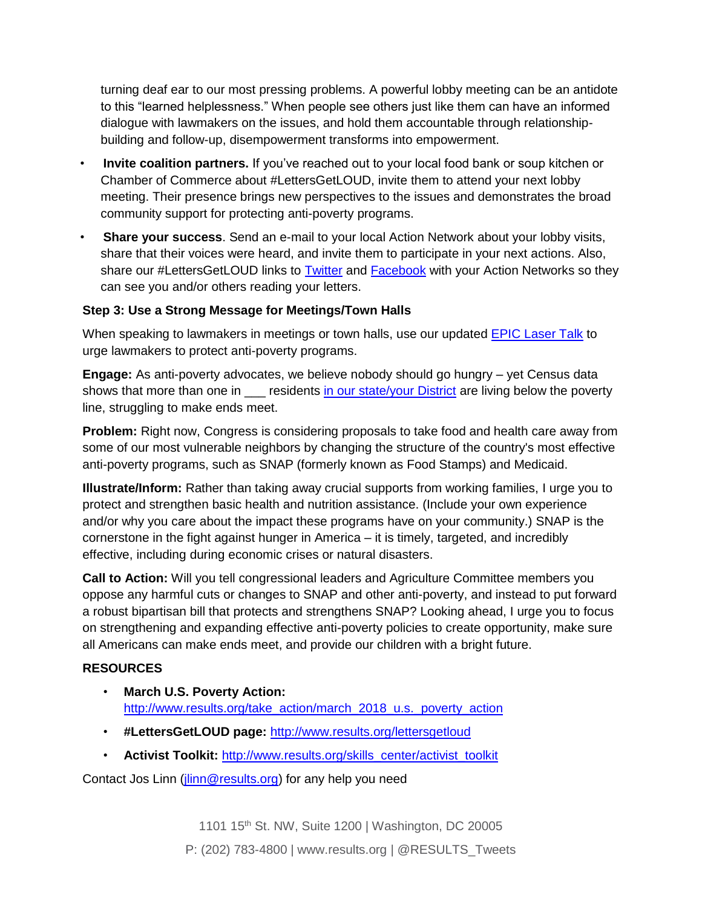turning deaf ear to our most pressing problems. A powerful lobby meeting can be an antidote to this "learned helplessness." When people see others just like them can have an informed dialogue with lawmakers on the issues, and hold them accountable through relationship-building and follow-up, disempowerment transforms into empowerment.

- **Invite coalition partners.** If you've reached out to your local food bank or soup kitchen or Chamber of Commerce about #LettersGetLOUD, invite them to attend your next lobby meeting. Their presence brings new perspectives to the issues and demonstrates the broad community support for protecting anti-poverty programs.
- **Share your success**. Send an e-mail to your local Action Network about your lobby visits, share that their voices were heard, and invite them to participate in your next actions. Also, share our #LettersGetLOUD links to Twitter and Facebook with your Action Networks so they can see you and/or others reading your letters.

**Step 3: Use a Strong Message for Meetings/Town Halls**

When speaking to lawmakers in meetings or town halls, use our updated EPIC Laser Talk to urge lawmakers to protect anti-poverty programs.

**Engage:** As anti-poverty advocates, we believe nobody should go hungry – yet Census data shows that more than one in ___ residents in our state/your District are living below the poverty line, struggling to make ends meet.

**Problem:** Right now, Congress is considering proposals to take food and health care away from some of our most vulnerable neighbors by changing the structure of the country's most effective anti-poverty programs, such as SNAP (formerly known as Food Stamps) and Medicaid.

**Illustrate/Inform:** Rather than taking away crucial supports from working families, I urge you to protect and strengthen basic health and nutrition assistance. (Include your own experience and/or why you care about the impact these programs have on your community.) SNAP is the cornerstone in the fight against hunger in America – it is timely, targeted, and incredibly effective, including during economic crises or natural disasters.

**Call to Action:** Will you tell congressional leaders and Agriculture Committee members you oppose any harmful cuts or changes to SNAP and other anti-poverty, and instead to put forward a robust bipartisan bill that protects and strengthens SNAP? Looking ahead, I urge you to focus on strengthening and expanding effective anti-poverty policies to create opportunity, make sure all Americans can make ends meet, and provide our children with a bright future.

**RESOURCES**

- **March U.S. Poverty Action:** http://www.results.org/take_action/march_2018_u.s._poverty_action
- **#LettersGetLOUD page:** http://www.results.org/lettersgetloud
- **Activist Toolkit:** http://www.results.org/skills_center/activist_toolkit

Contact Jos Linn (jlinn@results.org) for any help you need

1101 15th St. NW, Suite 1200 | Washington, DC 20005

P: (202) 783-4800 | www.results.org | @RESULTS_Tweets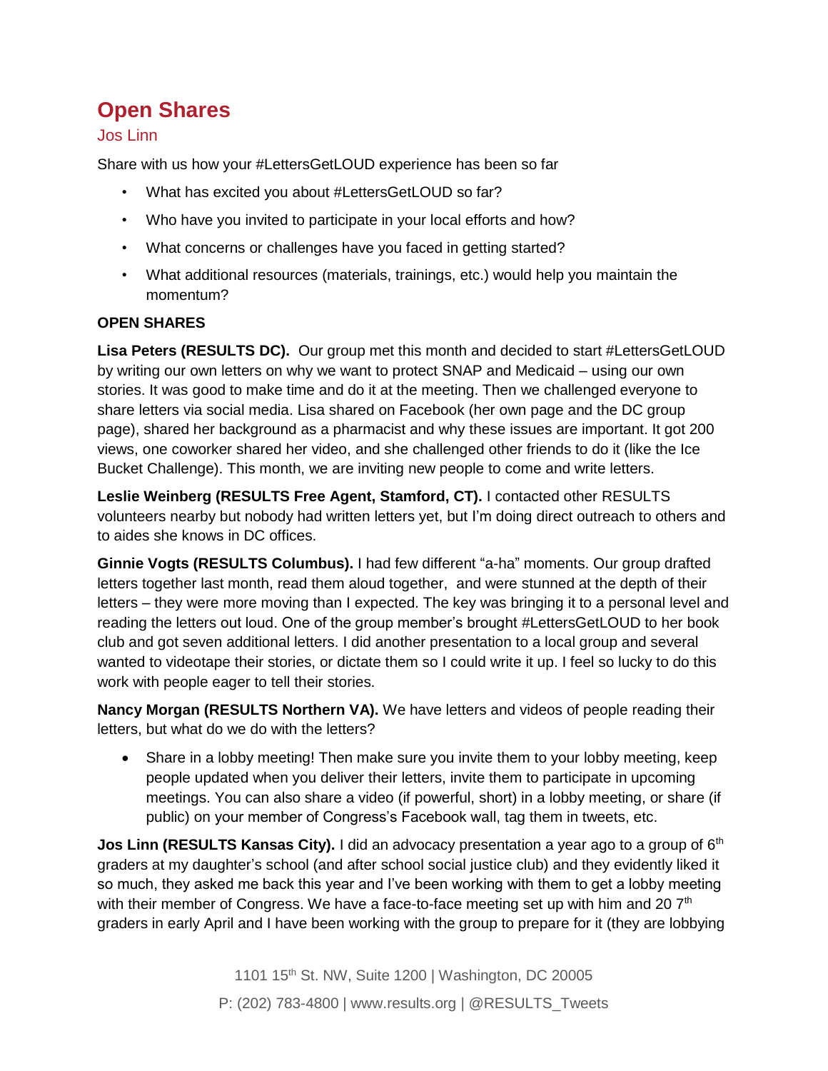## Open Shares

Jos Linn

Share with us how your #LettersGetLOUD experience has been so far

- What has excited you about #LettersGetLOUD so far?
- Who have you invited to participate in your local efforts and how?
- What concerns or challenges have you faced in getting started?
- What additional resources (materials, trainings, etc.) would help you maintain the momentum?

**OPEN SHARES**

**Lisa Peters (RESULTS DC).** Our group met this month and decided to start #LettersGetLOUD by writing our own letters on why we want to protect SNAP and Medicaid – using our own stories. It was good to make time and do it at the meeting. Then we challenged everyone to share letters via social media. Lisa shared on Facebook (her own page and the DC group page), shared her background as a pharmacist and why these issues are important. It got 200 views, one coworker shared her video, and she challenged other friends to do it (like the Ice Bucket Challenge). This month, we are inviting new people to come and write letters.

**Leslie Weinberg (RESULTS Free Agent, Stamford, CT).** I contacted other RESULTS volunteers nearby but nobody had written letters yet, but I'm doing direct outreach to others and to aides she knows in DC offices.

**Ginnie Vogts (RESULTS Columbus).** I had few different "a-ha" moments. Our group drafted letters together last month, read them aloud together, and were stunned at the depth of their letters – they were more moving than I expected. The key was bringing it to a personal level and reading the letters out loud. One of the group member's brought #LettersGetLOUD to her book club and got seven additional letters. I did another presentation to a local group and several wanted to videotape their stories, or dictate them so I could write it up. I feel so lucky to do this work with people eager to tell their stories.

**Nancy Morgan (RESULTS Northern VA).** We have letters and videos of people reading their letters, but what do we do with the letters?

- Share in a lobby meeting! Then make sure you invite them to your lobby meeting, keep people updated when you deliver their letters, invite them to participate in upcoming meetings. You can also share a video (if powerful, short) in a lobby meeting, or share (if public) on your member of Congress's Facebook wall, tag them in tweets, etc.

**Jos Linn (RESULTS Kansas City).** I did an advocacy presentation a year ago to a group of 6th graders at my daughter's school (and after school social justice club) and they evidently liked it so much, they asked me back this year and I've been working with them to get a lobby meeting with their member of Congress. We have a face-to-face meeting set up with him and 20 7th graders in early April and I have been working with the group to prepare for it (they are lobbying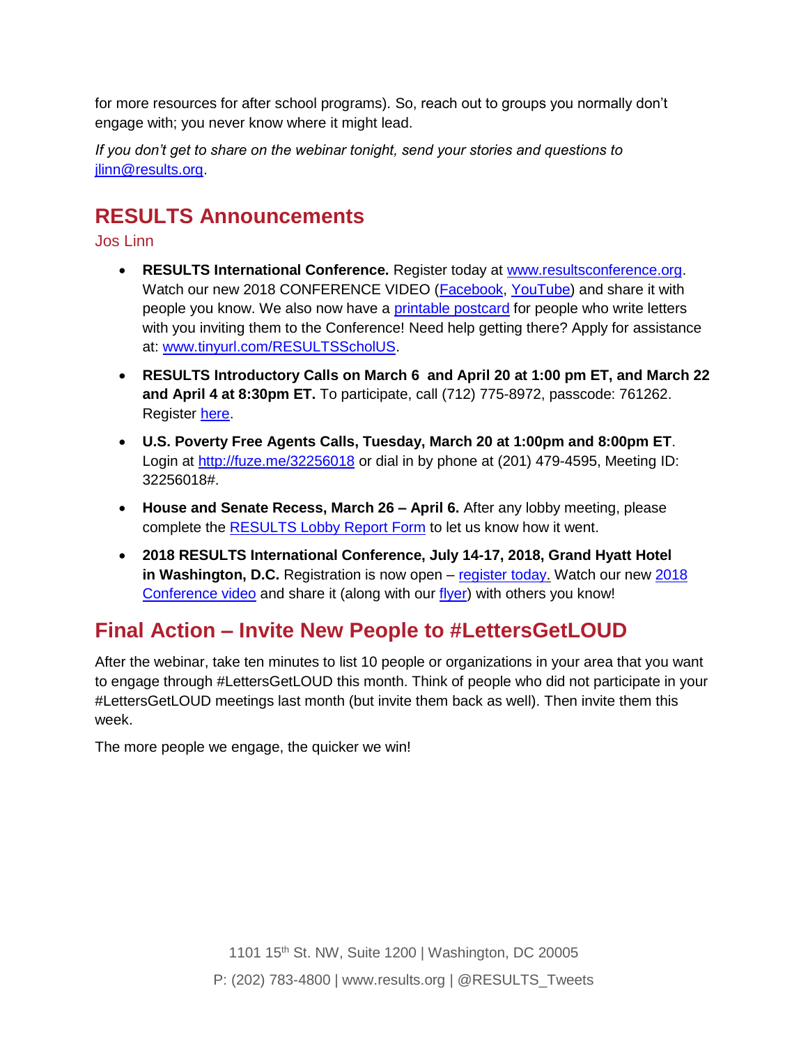for more resources for after school programs). So, reach out to groups you normally don't engage with; you never know where it might lead.

*If you don't get to share on the webinar tonight, send your stories and questions to* jlinn@results.org.

## RESULTS Announcements

Jos Linn

- **RESULTS International Conference.** Register today at www.resultsconference.org. Watch our new 2018 CONFERENCE VIDEO (Facebook, YouTube) and share it with people you know. We also now have a printable postcard for people who write letters with you inviting them to the Conference! Need help getting there? Apply for assistance at: www.tinyurl.com/RESULTSScholUS.
- **RESULTS Introductory Calls on March 6 and April 20 at 1:00 pm ET, and March 22 and April 4 at 8:30pm ET.** To participate, call (712) 775-8972, passcode: 761262. Register here.
- **U.S. Poverty Free Agents Calls, Tuesday, March 20 at 1:00pm and 8:00pm ET**. Login at http://fuze.me/32256018 or dial in by phone at (201) 479-4595, Meeting ID: 32256018#.
- **House and Senate Recess, March 26 – April 6.** After any lobby meeting, please complete the RESULTS Lobby Report Form to let us know how it went.
- **2018 RESULTS International Conference, July 14-17, 2018, Grand Hyatt Hotel in Washington, D.C.** Registration is now open – register today. Watch our new 2018 Conference video and share it (along with our flyer) with others you know!

## Final Action – Invite New People to #LettersGetLOUD

After the webinar, take ten minutes to list 10 people or organizations in your area that you want to engage through #LettersGetLOUD this month. Think of people who did not participate in your #LettersGetLOUD meetings last month (but invite them back as well). Then invite them this week.

The more people we engage, the quicker we win!